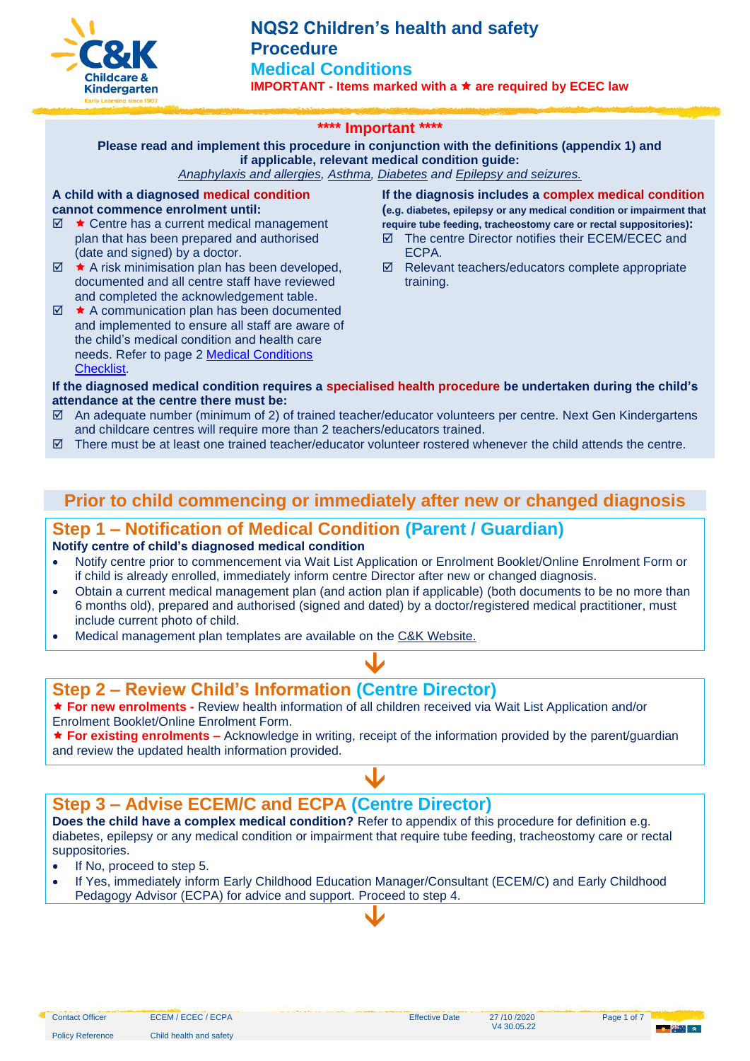# NQS2 Children's health and safety Procedure

## Medical Conditions

**IMPORTANT - Items marked with a ★ are required by ECEC law**

**\*\*\*\* Important \*\*\*\***

**Please read and implement this procedure in conjunction with the definitions (appendix 1) and if applicable, relevant medical condition guide:**

*Anaphylaxis and allergies, Asthma, Diabetes and Epilepsy and seizures.*

**A child with a diagnosed medical condition cannot commence enrolment until:**

- ☑ ★ Centre has a current medical management plan that has been prepared and authorised (date and signed) by a doctor.
- ☑ ★ A risk minimisation plan has been developed, documented and all centre staff have reviewed and completed the acknowledgement table.
- ☑ ★ A communication plan has been documented and implemented to ensure all staff are aware of the child's medical condition and health care needs. Refer to page 2 Medical Conditions Checklist.

**If the diagnosis includes a complex medical condition (e.g. diabetes, epilepsy or any medical condition or impairment that require tube feeding, tracheostomy care or rectal suppositories):**

- ☑ The centre Director notifies their ECEM/ECEC and ECPA.
- ☑ Relevant teachers/educators complete appropriate training.

**If the diagnosed medical condition requires a specialised health procedure be undertaken during the child's attendance at the centre there must be:**

- ☑ An adequate number (minimum of 2) of trained teacher/educator volunteers per centre. Next Gen Kindergartens and childcare centres will require more than 2 teachers/educators trained.
- ☑ There must be at least one trained teacher/educator volunteer rostered whenever the child attends the centre.

## Prior to child commencing or immediately after new or changed diagnosis

### Step 1 – Notification of Medical Condition (Parent / Guardian)

**Notify centre of child's diagnosed medical condition**

- Notify centre prior to commencement via Wait List Application or Enrolment Booklet/Online Enrolment Form or if child is already enrolled, immediately inform centre Director after new or changed diagnosis.
- Obtain a current medical management plan (and action plan if applicable) (both documents to be no more than 6 months old), prepared and authorised (signed and dated) by a doctor/registered medical practitioner, must include current photo of child.
- Medical management plan templates are available on the C&K Website.

↓

### Step 2 – Review Child's Information (Centre Director)

★ **For new enrolments -** Review health information of all children received via Wait List Application and/or Enrolment Booklet/Online Enrolment Form.

★ **For existing enrolments –** Acknowledge in writing, receipt of the information provided by the parent/guardian and review the updated health information provided.

↓

### Step 3 – Advise ECEM/C and ECPA (Centre Director)

**Does the child have a complex medical condition?** Refer to appendix of this procedure for definition e.g. diabetes, epilepsy or any medical condition or impairment that require tube feeding, tracheostomy care or rectal suppositories.

- If No, proceed to step 5.
- If Yes, immediately inform Early Childhood Education Manager/Consultant (ECEM/C) and Early Childhood Pedagogy Advisor (ECPA) for advice and support. Proceed to step 4.

↓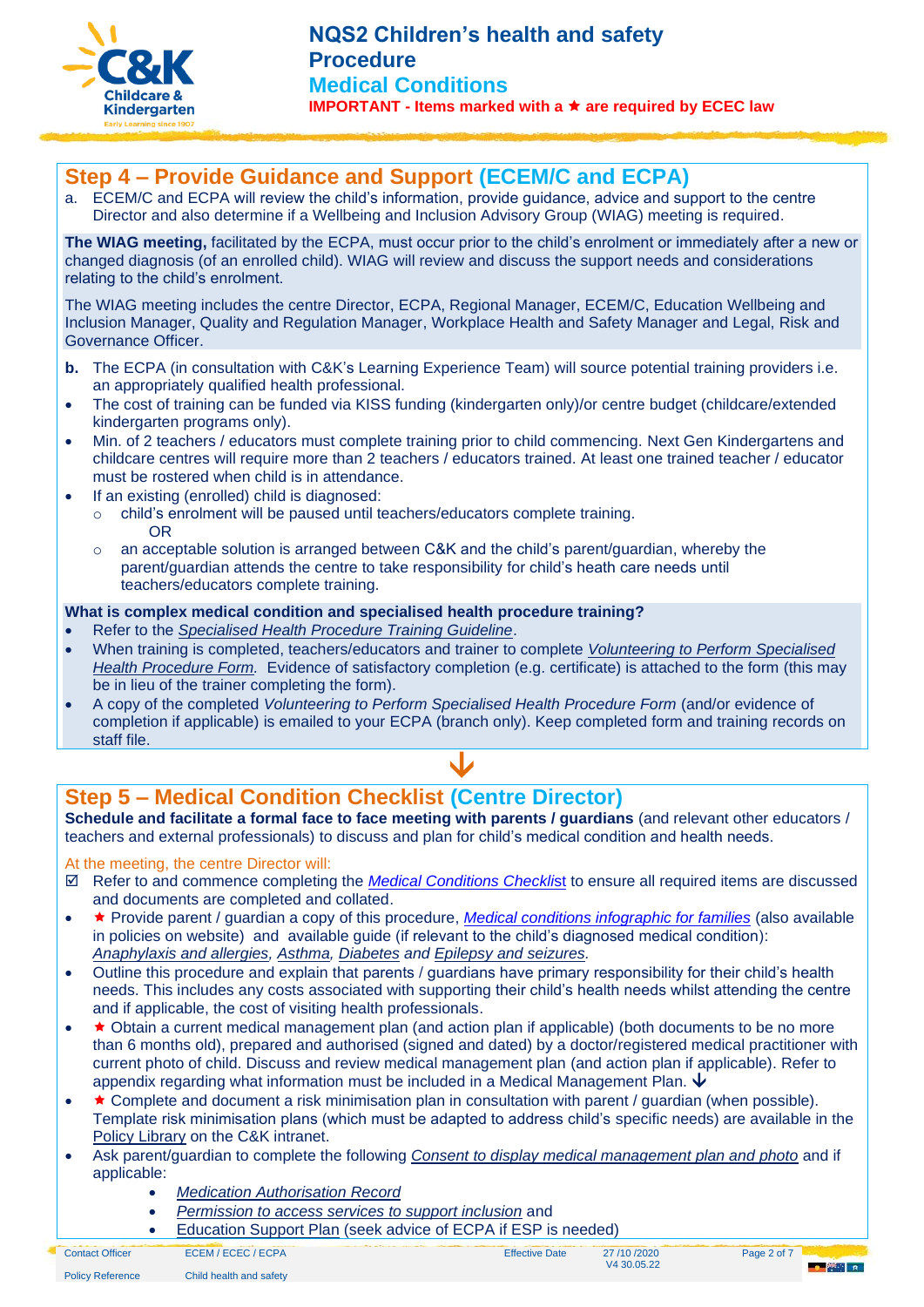## Step 4 – Provide Guidance and Support (ECEM/C and ECPA)

a. ECEM/C and ECPA will review the child's information, provide guidance, advice and support to the centre Director and also determine if a Wellbeing and Inclusion Advisory Group (WIAG) meeting is required.

**The WIAG meeting,** facilitated by the ECPA, must occur prior to the child's enrolment or immediately after a new or changed diagnosis (of an enrolled child). WIAG will review and discuss the support needs and considerations relating to the child's enrolment.

The WIAG meeting includes the centre Director, ECPA, Regional Manager, ECEM/C, Education Wellbeing and Inclusion Manager, Quality and Regulation Manager, Workplace Health and Safety Manager and Legal, Risk and Governance Officer.

**b.** The ECPA (in consultation with C&K's Learning Experience Team) will source potential training providers i.e. an appropriately qualified health professional.

- The cost of training can be funded via KISS funding (kindergarten only)/or centre budget (childcare/extended kindergarten programs only).
- Min. of 2 teachers / educators must complete training prior to child commencing. Next Gen Kindergartens and childcare centres will require more than 2 teachers / educators trained. At least one trained teacher / educator must be rostered when child is in attendance.
- If an existing (enrolled) child is diagnosed:
  - child's enrolment will be paused until teachers/educators complete training.
    OR
  - an acceptable solution is arranged between C&K and the child's parent/guardian, whereby the parent/guardian attends the centre to take responsibility for child's heath care needs until teachers/educators complete training.

**What is complex medical condition and specialised health procedure training?**

- Refer to the *Specialised Health Procedure Training Guideline*.
- When training is completed, teachers/educators and trainer to complete *Volunteering to Perform Specialised Health Procedure Form.* Evidence of satisfactory completion (e.g. certificate) is attached to the form (this may be in lieu of the trainer completing the form).
- A copy of the completed *Volunteering to Perform Specialised Health Procedure Form* (and/or evidence of completion if applicable) is emailed to your ECPA (branch only). Keep completed form and training records on staff file.

↓

## Step 5 – Medical Condition Checklist (Centre Director)

**Schedule and facilitate a formal face to face meeting with parents / guardians** (and relevant other educators / teachers and external professionals) to discuss and plan for child's medical condition and health needs.

At the meeting, the centre Director will:

- ☑ Refer to and commence completing the *Medical Conditions Checklist* to ensure all required items are discussed and documents are completed and collated.
- ★ Provide parent / guardian a copy of this procedure, *Medical conditions infographic for families* (also available in policies on website) and available guide (if relevant to the child's diagnosed medical condition): *Anaphylaxis and allergies, Asthma, Diabetes and Epilepsy and seizures.*
- Outline this procedure and explain that parents / guardians have primary responsibility for their child's health needs. This includes any costs associated with supporting their child's health needs whilst attending the centre and if applicable, the cost of visiting health professionals.
- ★ Obtain a current medical management plan (and action plan if applicable) (both documents to be no more than 6 months old), prepared and authorised (signed and dated) by a doctor/registered medical practitioner with current photo of child. Discuss and review medical management plan (and action plan if applicable). Refer to appendix regarding what information must be included in a Medical Management Plan. ↓
- ★ Complete and document a risk minimisation plan in consultation with parent / guardian (when possible). Template risk minimisation plans (which must be adapted to address child's specific needs) are available in the Policy Library on the C&K intranet.
- Ask parent/guardian to complete the following *Consent to display medical management plan and photo* and if applicable:
  - *Medication Authorisation Record*
  - *Permission to access services to support inclusion* and
  - Education Support Plan (seek advice of ECPA if ESP is needed)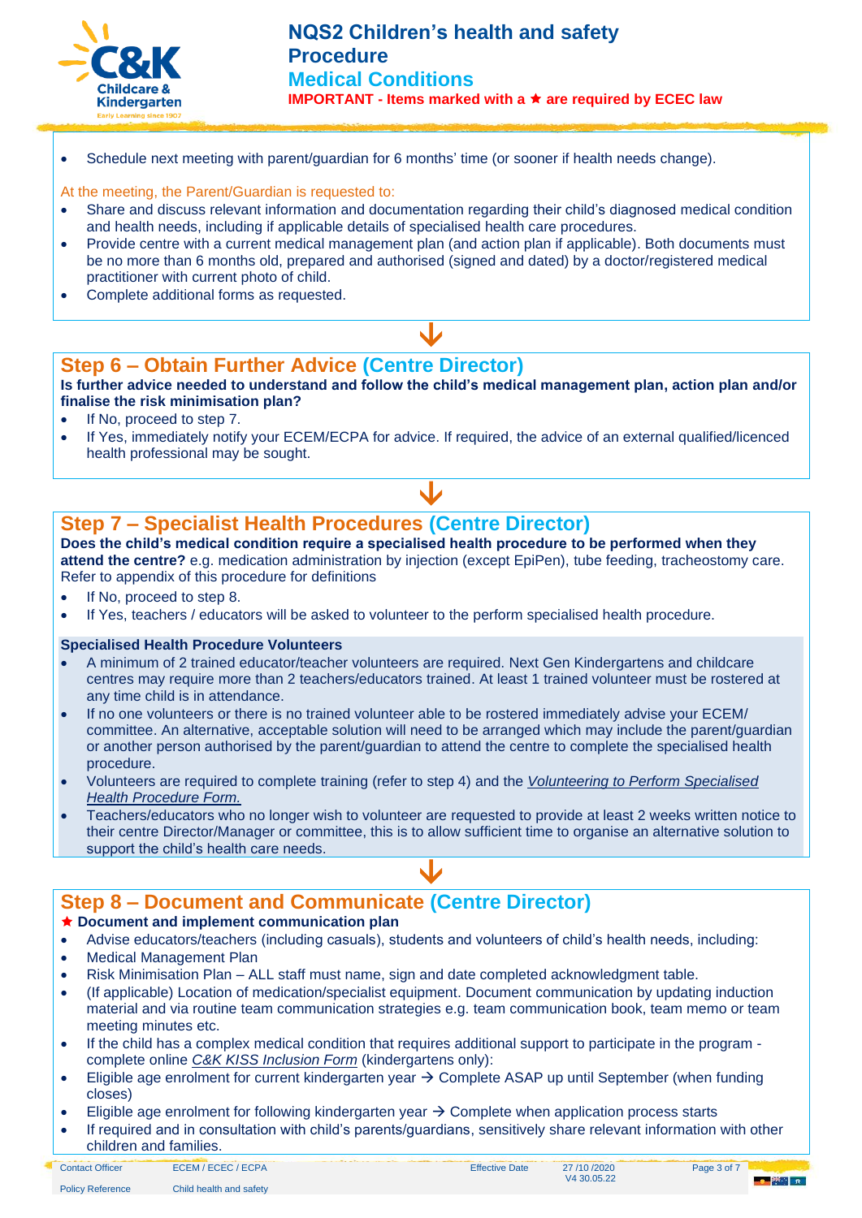- Schedule next meeting with parent/guardian for 6 months' time (or sooner if health needs change).

At the meeting, the Parent/Guardian is requested to:

- Share and discuss relevant information and documentation regarding their child's diagnosed medical condition and health needs, including if applicable details of specialised health care procedures.
- Provide centre with a current medical management plan (and action plan if applicable). Both documents must be no more than 6 months old, prepared and authorised (signed and dated) by a doctor/registered medical practitioner with current photo of child.
- Complete additional forms as requested.

## Step 6 – Obtain Further Advice (Centre Director)

**Is further advice needed to understand and follow the child's medical management plan, action plan and/or finalise the risk minimisation plan?**

- If No, proceed to step 7.
- If Yes, immediately notify your ECEM/ECPA for advice. If required, the advice of an external qualified/licenced health professional may be sought.

## Step 7 – Specialist Health Procedures (Centre Director)

**Does the child's medical condition require a specialised health procedure to be performed when they attend the centre?** e.g. medication administration by injection (except EpiPen), tube feeding, tracheostomy care. Refer to appendix of this procedure for definitions

- If No, proceed to step 8.
- If Yes, teachers / educators will be asked to volunteer to the perform specialised health procedure.

**Specialised Health Procedure Volunteers**

- A minimum of 2 trained educator/teacher volunteers are required. Next Gen Kindergartens and childcare centres may require more than 2 teachers/educators trained. At least 1 trained volunteer must be rostered at any time child is in attendance.
- If no one volunteers or there is no trained volunteer able to be rostered immediately advise your ECEM/ committee. An alternative, acceptable solution will need to be arranged which may include the parent/guardian or another person authorised by the parent/guardian to attend the centre to complete the specialised health procedure.
- Volunteers are required to complete training (refer to step 4) and the *Volunteering to Perform Specialised Health Procedure Form.*
- Teachers/educators who no longer wish to volunteer are requested to provide at least 2 weeks written notice to their centre Director/Manager or committee, this is to allow sufficient time to organise an alternative solution to support the child's health care needs.

## Step 8 – Document and Communicate (Centre Director)

★ **Document and implement communication plan**

- Advise educators/teachers (including casuals), students and volunteers of child's health needs, including:
- Medical Management Plan
- Risk Minimisation Plan – ALL staff must name, sign and date completed acknowledgment table.
- (If applicable) Location of medication/specialist equipment. Document communication by updating induction material and via routine team communication strategies e.g. team communication book, team memo or team meeting minutes etc.
- If the child has a complex medical condition that requires additional support to participate in the program - complete online *C&K KISS Inclusion Form* (kindergartens only):
- Eligible age enrolment for current kindergarten year → Complete ASAP up until September (when funding closes)
- Eligible age enrolment for following kindergarten year → Complete when application process starts
- If required and in consultation with child's parents/guardians, sensitively share relevant information with other children and families.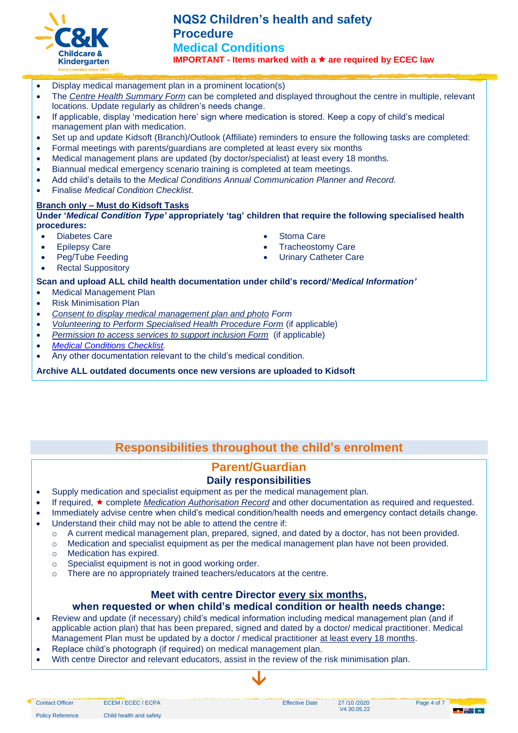- Display medical management plan in a prominent location(s)
- The *Centre Health Summary Form* can be completed and displayed throughout the centre in multiple, relevant locations. Update regularly as children's needs change.
- If applicable, display 'medication here' sign where medication is stored. Keep a copy of child's medical management plan with medication.
- Set up and update Kidsoft (Branch)/Outlook (Affiliate) reminders to ensure the following tasks are completed:
- Formal meetings with parents/guardians are completed at least every six months
- Medical management plans are updated (by doctor/specialist) at least every 18 months.
- Biannual medical emergency scenario training is completed at team meetings.
- Add child's details to the *Medical Conditions Annual Communication Planner and Record.*
- Finalise *Medical Condition Checklist.*

**Branch only – Must do Kidsoft Tasks**

**Under '*Medical Condition Type'* appropriately 'tag' children that require the following specialised health procedures:**

- Diabetes Care
- Epilepsy Care
- Peg/Tube Feeding
- Rectal Suppository
- Stoma Care
- Tracheostomy Care
- Urinary Catheter Care

**Scan and upload ALL child health documentation under child's record/'*Medical Information'***

- Medical Management Plan
- Risk Minimisation Plan
- *Consent to display medical management plan and photo Form*
- *Volunteering to Perform Specialised Health Procedure Form* (if applicable)
- *Permission to access services to support inclusion Form* (if applicable)
- *Medical Conditions Checklist.*
- Any other documentation relevant to the child's medical condition.

**Archive ALL outdated documents once new versions are uploaded to Kidsoft**

## Responsibilities throughout the child's enrolment

### Parent/Guardian

#### Daily responsibilities

- Supply medication and specialist equipment as per the medical management plan.
- If required, ★ complete *Medication Authorisation Record* and other documentation as required and requested.
- Immediately advise centre when child's medical condition/health needs and emergency contact details change.
- Understand their child may not be able to attend the centre if:
  - A current medical management plan, prepared, signed, and dated by a doctor, has not been provided.
  - Medication and specialist equipment as per the medical management plan have not been provided.
  - Medication has expired.
  - Specialist equipment is not in good working order.
  - There are no appropriately trained teachers/educators at the centre.

#### Meet with centre Director every six months, when requested or when child's medical condition or health needs change:

- Review and update (if necessary) child's medical information including medical management plan (and if applicable action plan) that has been prepared, signed and dated by a doctor/ medical practitioner. Medical Management Plan must be updated by a doctor / medical practitioner at least every 18 months.
- Replace child's photograph (if required) on medical management plan.
- With centre Director and relevant educators, assist in the review of the risk minimisation plan.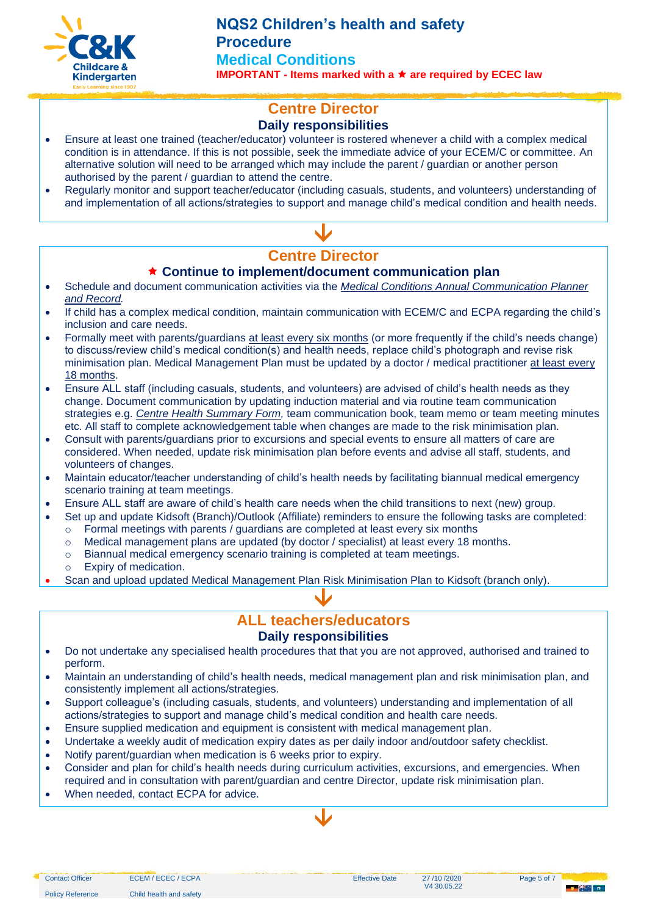## Centre Director

### Daily responsibilities

- Ensure at least one trained (teacher/educator) volunteer is rostered whenever a child with a complex medical condition is in attendance. If this is not possible, seek the immediate advice of your ECEM/C or committee. An alternative solution will need to be arranged which may include the parent / guardian or another person authorised by the parent / guardian to attend the centre.
- Regularly monitor and support teacher/educator (including casuals, students, and volunteers) understanding of and implementation of all actions/strategies to support and manage child's medical condition and health needs.

↓

## Centre Director

### ★ Continue to implement/document communication plan

- Schedule and document communication activities via the *Medical Conditions Annual Communication Planner and Record*.
- If child has a complex medical condition, maintain communication with ECEM/C and ECPA regarding the child's inclusion and care needs.
- Formally meet with parents/guardians at least every six months (or more frequently if the child's needs change) to discuss/review child's medical condition(s) and health needs, replace child's photograph and revise risk minimisation plan. Medical Management Plan must be updated by a doctor / medical practitioner at least every 18 months.
- Ensure ALL staff (including casuals, students, and volunteers) are advised of child's health needs as they change. Document communication by updating induction material and via routine team communication strategies e.g. *Centre Health Summary Form,* team communication book, team memo or team meeting minutes etc. All staff to complete acknowledgement table when changes are made to the risk minimisation plan.
- Consult with parents/guardians prior to excursions and special events to ensure all matters of care are considered. When needed, update risk minimisation plan before events and advise all staff, students, and volunteers of changes.
- Maintain educator/teacher understanding of child's health needs by facilitating biannual medical emergency scenario training at team meetings.
- Ensure ALL staff are aware of child's health care needs when the child transitions to next (new) group.
- Set up and update Kidsoft (Branch)/Outlook (Affiliate) reminders to ensure the following tasks are completed:
  - Formal meetings with parents / guardians are completed at least every six months
  - Medical management plans are updated (by doctor / specialist) at least every 18 months.
  - Biannual medical emergency scenario training is completed at team meetings.
  - Expiry of medication.
- Scan and upload updated Medical Management Plan Risk Minimisation Plan to Kidsoft (branch only).

↓

## ALL teachers/educators

### Daily responsibilities

- Do not undertake any specialised health procedures that that you are not approved, authorised and trained to perform.
- Maintain an understanding of child's health needs, medical management plan and risk minimisation plan, and consistently implement all actions/strategies.
- Support colleague's (including casuals, students, and volunteers) understanding and implementation of all actions/strategies to support and manage child's medical condition and health care needs.
- Ensure supplied medication and equipment is consistent with medical management plan.
- Undertake a weekly audit of medication expiry dates as per daily indoor and/outdoor safety checklist.
- Notify parent/guardian when medication is 6 weeks prior to expiry.
- Consider and plan for child's health needs during curriculum activities, excursions, and emergencies. When required and in consultation with parent/guardian and centre Director, update risk minimisation plan.
- When needed, contact ECPA for advice.

↓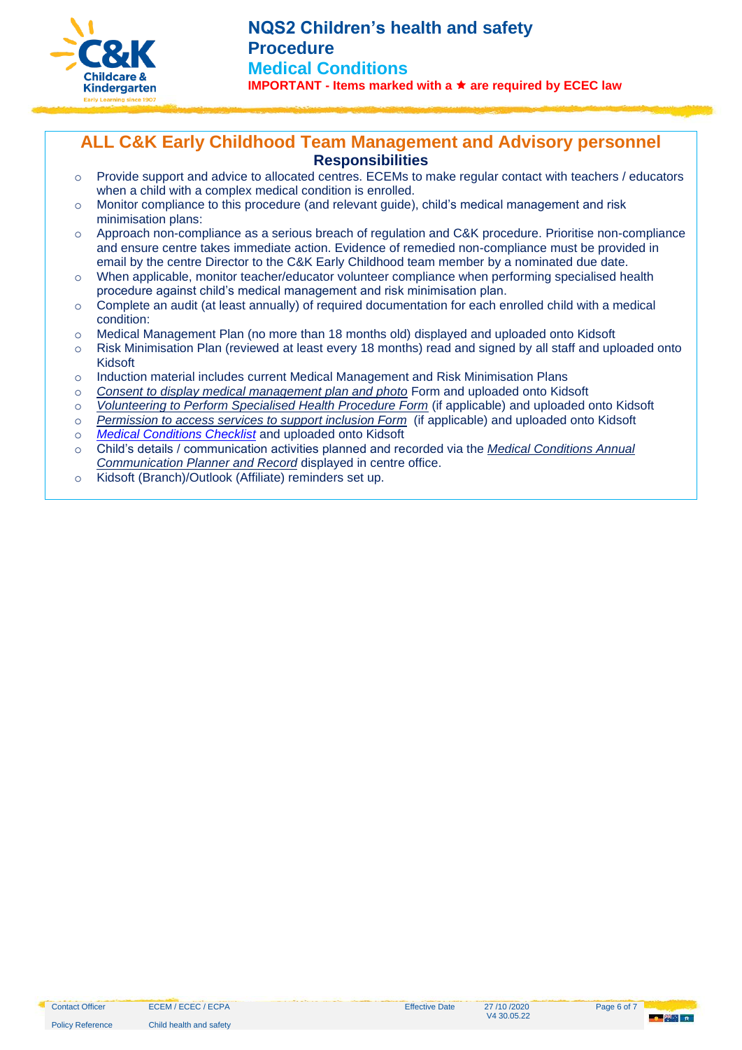## ALL C&K Early Childhood Team Management and Advisory personnel

### Responsibilities

- Provide support and advice to allocated centres. ECEMs to make regular contact with teachers / educators when a child with a complex medical condition is enrolled.
- Monitor compliance to this procedure (and relevant guide), child's medical management and risk minimisation plans:
- Approach non-compliance as a serious breach of regulation and C&K procedure. Prioritise non-compliance and ensure centre takes immediate action. Evidence of remedied non-compliance must be provided in email by the centre Director to the C&K Early Childhood team member by a nominated due date.
- When applicable, monitor teacher/educator volunteer compliance when performing specialised health procedure against child's medical management and risk minimisation plan.
- Complete an audit (at least annually) of required documentation for each enrolled child with a medical condition:
- Medical Management Plan (no more than 18 months old) displayed and uploaded onto Kidsoft
- Risk Minimisation Plan (reviewed at least every 18 months) read and signed by all staff and uploaded onto Kidsoft
- Induction material includes current Medical Management and Risk Minimisation Plans
- *Consent to display medical management plan and photo* Form and uploaded onto Kidsoft
- *Volunteering to Perform Specialised Health Procedure Form* (if applicable) and uploaded onto Kidsoft
- *Permission to access services to support inclusion Form* (if applicable) and uploaded onto Kidsoft
- *Medical Conditions Checklist* and uploaded onto Kidsoft
- Child's details / communication activities planned and recorded via the *Medical Conditions Annual Communication Planner and Record* displayed in centre office.
- Kidsoft (Branch)/Outlook (Affiliate) reminders set up.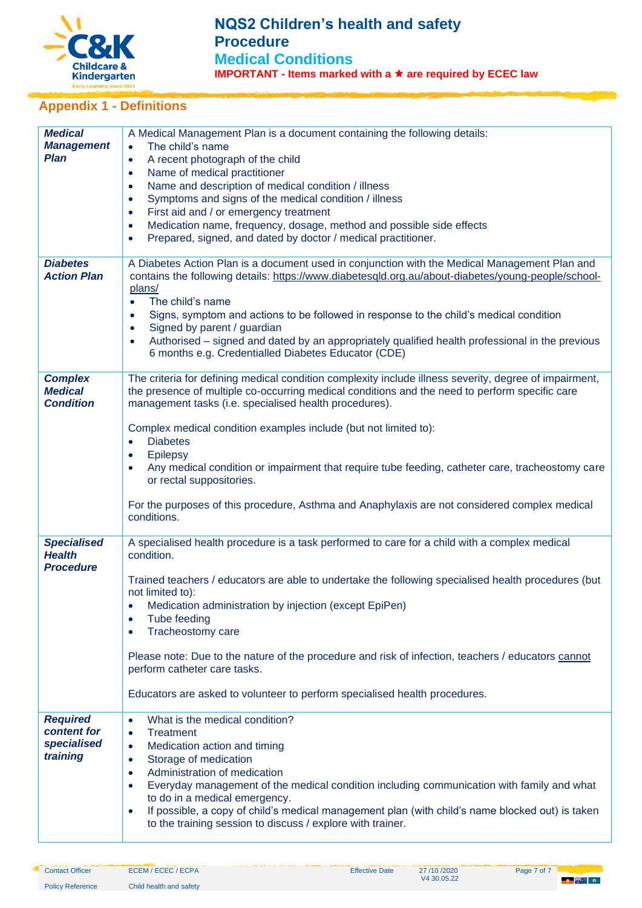## Appendix 1 - Definitions

| | |
|---|---|
| ***Medical Management Plan*** | A Medical Management Plan is a document containing the following details:<br>• The child's name<br>• A recent photograph of the child<br>• Name of medical practitioner<br>• Name and description of medical condition / illness<br>• Symptoms and signs of the medical condition / illness<br>• First aid and / or emergency treatment<br>• Medication name, frequency, dosage, method and possible side effects<br>• Prepared, signed, and dated by doctor / medical practitioner. |
| ***Diabetes Action Plan*** | A Diabetes Action Plan is a document used in conjunction with the Medical Management Plan and contains the following details: https://www.diabetesqld.org.au/about-diabetes/young-people/school-plans/<br>• The child's name<br>• Signs, symptom and actions to be followed in response to the child's medical condition<br>• Signed by parent / guardian<br>• Authorised – signed and dated by an appropriately qualified health professional in the previous 6 months e.g. Credentialled Diabetes Educator (CDE) |
| ***Complex Medical Condition*** | The criteria for defining medical condition complexity include illness severity, degree of impairment, the presence of multiple co-occurring medical conditions and the need to perform specific care management tasks (i.e. specialised health procedures).<br><br>Complex medical condition examples include (but not limited to):<br>• Diabetes<br>• Epilepsy<br>• Any medical condition or impairment that require tube feeding, catheter care, tracheostomy care or rectal suppositories.<br><br>For the purposes of this procedure, Asthma and Anaphylaxis are not considered complex medical conditions. |
| ***Specialised Health Procedure*** | A specialised health procedure is a task performed to care for a child with a complex medical condition.<br><br>Trained teachers / educators are able to undertake the following specialised health procedures (but not limited to):<br>• Medication administration by injection (except EpiPen)<br>• Tube feeding<br>• Tracheostomy care<br><br>Please note: Due to the nature of the procedure and risk of infection, teachers / educators <u>cannot</u> perform catheter care tasks.<br><br>Educators are asked to volunteer to perform specialised health procedures. |
| ***Required content for specialised training*** | • What is the medical condition?<br>• Treatment<br>• Medication action and timing<br>• Storage of medication<br>• Administration of medication<br>• Everyday management of the medical condition including communication with family and what to do in a medical emergency.<br>• If possible, a copy of child's medical management plan (with child's name blocked out) is taken to the training session to discuss / explore with trainer. |